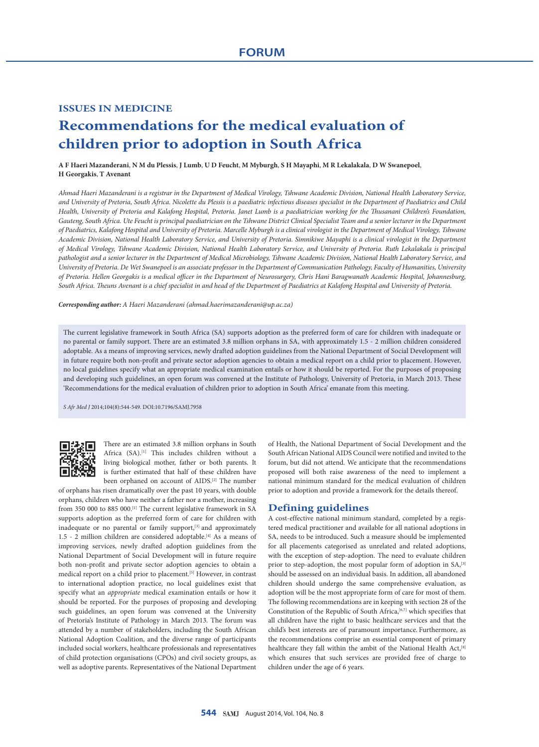# FORUM

## ISSUES IN MEDICINE

# Recommendations for the medical evaluation of children prior to adoption in South Africa

**A F Haeri Mazanderani, N M du Plessis, J Lumb, U D Feucht, M Myburgh, S H Mayaphi, M R Lekalakala, D W Swanepoel, H Georgakis, T Avenant**

*Ahmad Haeri Mazanderani is a registrar in the Department of Medical Virology, Tshwane Academic Division, National Health Laboratory Service, and University of Pretoria, South Africa. Nicolette du Plessis is a paediatric infectious diseases specialist in the Department of Paediatrics and Child Health, University of Pretoria and Kalafong Hospital, Pretoria. Janet Lumb is a paediatrician working for the Thusanani Children's Foundation, Gauteng, South Africa. Ute Feucht is principal paediatrician on the Tshwane District Clinical Specialist Team and a senior lecturer in the Department of Paediatrics, Kalafong Hospital and University of Pretoria. Marcelle Myburgh is a clinical virologist in the Department of Medical Virology, Tshwane Academic Division, National Health Laboratory Service, and University of Pretoria. Simnikiwe Mayaphi is a clinical virologist in the Department of Medical Virology, Tshwane Academic Division, National Health Laboratory Service, and University of Pretoria. Ruth Lekalakala is principal pathologist and a senior lecturer in the Department of Medical Microbiology, Tshwane Academic Division, National Health Laboratory Service, and University of Pretoria. De Wet Swanepoel is an associate professor in the Department of Communication Pathology, Faculty of Humanities, University of Pretoria. Hellen Georgakis is a medical officer in the Department of Neurosurgery, Chris Hani Baragwanath Academic Hospital, Johannesburg, South Africa. Theuns Avenant is a chief specialist in and head of the Department of Paediatrics at Kalafong Hospital and University of Pretoria.*

***Corresponding author:*** *A Haeri Mazanderani (ahmad.haerimazanderani@up.ac.za)*

The current legislative framework in South Africa (SA) supports adoption as the preferred form of care for children with inadequate or no parental or family support. There are an estimated 3.8 million orphans in SA, with approximately 1.5 - 2 million children considered adoptable. As a means of improving services, newly drafted adoption guidelines from the National Department of Social Development will in future require both non-profit and private sector adoption agencies to obtain a medical report on a child prior to placement. However, no local guidelines specify what an appropriate medical examination entails or how it should be reported. For the purposes of proposing and developing such guidelines, an open forum was convened at the Institute of Pathology, University of Pretoria, in March 2013. These 'Recommendations for the medical evaluation of children prior to adoption in South Africa' emanate from this meeting.

*S Afr Med J* 2014;104(8):544-549. DOI:10.7196/SAMJ.7958

There are an estimated 3.8 million orphans in South Africa (SA).[1] This includes children without a living biological mother, father or both parents. It is further estimated that half of these children have been orphaned on account of AIDS.[2] The number of orphans has risen dramatically over the past 10 years, with double orphans, children who have neither a father nor a mother, increasing from 350 000 to 885 000.[1] The current legislative framework in SA supports adoption as the preferred form of care for children with inadequate or no parental or family support,[3] and approximately 1.5 - 2 million children are considered adoptable.[4] As a means of improving services, newly drafted adoption guidelines from the National Department of Social Development will in future require both non-profit and private sector adoption agencies to obtain a medical report on a child prior to placement.[5] However, in contrast to international adoption practice, no local guidelines exist that specify what an *appropriate* medical examination entails or how it should be reported. For the purposes of proposing and developing such guidelines, an open forum was convened at the University of Pretoria's Institute of Pathology in March 2013. The forum was attended by a number of stakeholders, including the South African National Adoption Coalition, and the diverse range of participants included social workers, healthcare professionals and representatives of child protection organisations (CPOs) and civil society groups, as well as adoptive parents. Representatives of the National Department of Health, the National Department of Social Development and the South African National AIDS Council were notified and invited to the forum, but did not attend. We anticipate that the recommendations proposed will both raise awareness of the need to implement a national minimum standard for the medical evaluation of children prior to adoption and provide a framework for the details thereof.

## Defining guidelines

A cost-effective national minimum standard, completed by a registered medical practitioner and available for all national adoptions in SA, needs to be introduced. Such a measure should be implemented for all placements categorised as unrelated and related adoptions, with the exception of step-adoption. The need to evaluate children prior to step-adoption, the most popular form of adoption in SA,[3] should be assessed on an individual basis. In addition, all abandoned children should undergo the same comprehensive evaluation, as adoption will be the most appropriate form of care for most of them. The following recommendations are in keeping with section 28 of the Constitution of the Republic of South Africa,[6,7] which specifies that all children have the right to basic healthcare services and that the child's best interests are of paramount importance. Furthermore, as the recommendations comprise an essential component of primary healthcare they fall within the ambit of the National Health Act,[8] which ensures that such services are provided free of charge to children under the age of 6 years.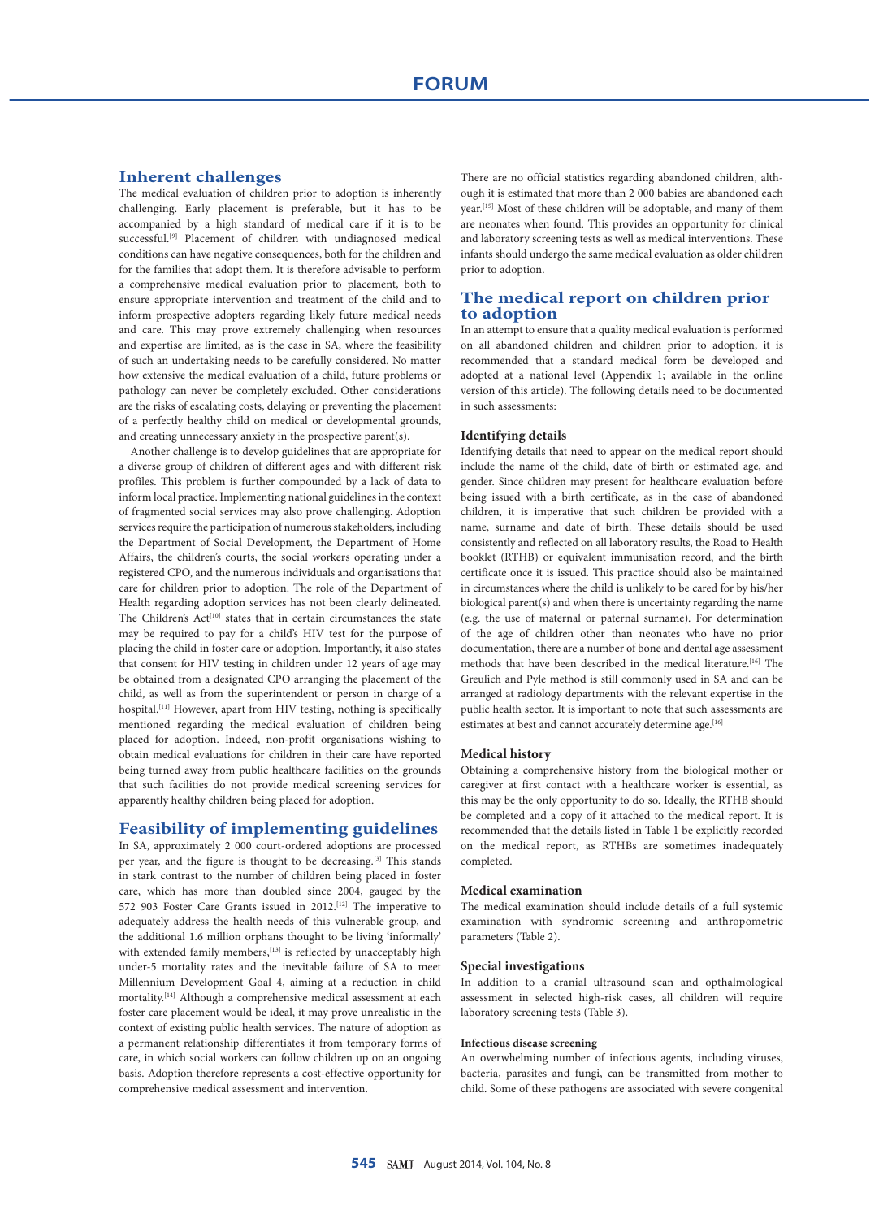## Inherent challenges

The medical evaluation of children prior to adoption is inherently challenging. Early placement is preferable, but it has to be accompanied by a high standard of medical care if it is to be successful.[9] Placement of children with undiagnosed medical conditions can have negative consequences, both for the children and for the families that adopt them. It is therefore advisable to perform a comprehensive medical evaluation prior to placement, both to ensure appropriate intervention and treatment of the child and to inform prospective adopters regarding likely future medical needs and care. This may prove extremely challenging when resources and expertise are limited, as is the case in SA, where the feasibility of such an undertaking needs to be carefully considered. No matter how extensive the medical evaluation of a child, future problems or pathology can never be completely excluded. Other considerations are the risks of escalating costs, delaying or preventing the placement of a perfectly healthy child on medical or developmental grounds, and creating unnecessary anxiety in the prospective parent(s).

Another challenge is to develop guidelines that are appropriate for a diverse group of children of different ages and with different risk profiles. This problem is further compounded by a lack of data to inform local practice. Implementing national guidelines in the context of fragmented social services may also prove challenging. Adoption services require the participation of numerous stakeholders, including the Department of Social Development, the Department of Home Affairs, the children's courts, the social workers operating under a registered CPO, and the numerous individuals and organisations that care for children prior to adoption. The role of the Department of Health regarding adoption services has not been clearly delineated. The Children's Act[10] states that in certain circumstances the state may be required to pay for a child's HIV test for the purpose of placing the child in foster care or adoption. Importantly, it also states that consent for HIV testing in children under 12 years of age may be obtained from a designated CPO arranging the placement of the child, as well as from the superintendent or person in charge of a hospital.[11] However, apart from HIV testing, nothing is specifically mentioned regarding the medical evaluation of children being placed for adoption. Indeed, non-profit organisations wishing to obtain medical evaluations for children in their care have reported being turned away from public healthcare facilities on the grounds that such facilities do not provide medical screening services for apparently healthy children being placed for adoption.

## Feasibility of implementing guidelines

In SA, approximately 2 000 court-ordered adoptions are processed per year, and the figure is thought to be decreasing.[3] This stands in stark contrast to the number of children being placed in foster care, which has more than doubled since 2004, gauged by the 572 903 Foster Care Grants issued in 2012.[12] The imperative to adequately address the health needs of this vulnerable group, and the additional 1.6 million orphans thought to be living 'informally' with extended family members,[13] is reflected by unacceptably high under-5 mortality rates and the inevitable failure of SA to meet Millennium Development Goal 4, aiming at a reduction in child mortality.[14] Although a comprehensive medical assessment at each foster care placement would be ideal, it may prove unrealistic in the context of existing public health services. The nature of adoption as a permanent relationship differentiates it from temporary forms of care, in which social workers can follow children up on an ongoing basis. Adoption therefore represents a cost-effective opportunity for comprehensive medical assessment and intervention.

There are no official statistics regarding abandoned children, although it is estimated that more than 2 000 babies are abandoned each year.[15] Most of these children will be adoptable, and many of them are neonates when found. This provides an opportunity for clinical and laboratory screening tests as well as medical interventions. These infants should undergo the same medical evaluation as older children prior to adoption.

## The medical report on children prior to adoption

In an attempt to ensure that a quality medical evaluation is performed on all abandoned children and children prior to adoption, it is recommended that a standard medical form be developed and adopted at a national level (Appendix 1; available in the online version of this article). The following details need to be documented in such assessments:

### Identifying details

Identifying details that need to appear on the medical report should include the name of the child, date of birth or estimated age, and gender. Since children may present for healthcare evaluation before being issued with a birth certificate, as in the case of abandoned children, it is imperative that such children be provided with a name, surname and date of birth. These details should be used consistently and reflected on all laboratory results, the Road to Health booklet (RTHB) or equivalent immunisation record, and the birth certificate once it is issued. This practice should also be maintained in circumstances where the child is unlikely to be cared for by his/her biological parent(s) and when there is uncertainty regarding the name (e.g. the use of maternal or paternal surname). For determination of the age of children other than neonates who have no prior documentation, there are a number of bone and dental age assessment methods that have been described in the medical literature.[16] The Greulich and Pyle method is still commonly used in SA and can be arranged at radiology departments with the relevant expertise in the public health sector. It is important to note that such assessments are estimates at best and cannot accurately determine age.[16]

### Medical history

Obtaining a comprehensive history from the biological mother or caregiver at first contact with a healthcare worker is essential, as this may be the only opportunity to do so. Ideally, the RTHB should be completed and a copy of it attached to the medical report. It is recommended that the details listed in Table 1 be explicitly recorded on the medical report, as RTHBs are sometimes inadequately completed.

### Medical examination

The medical examination should include details of a full systemic examination with syndromic screening and anthropometric parameters (Table 2).

### Special investigations

In addition to a cranial ultrasound scan and opthalmological assessment in selected high-risk cases, all children will require laboratory screening tests (Table 3).

#### Infectious disease screening

An overwhelming number of infectious agents, including viruses, bacteria, parasites and fungi, can be transmitted from mother to child. Some of these pathogens are associated with severe congenital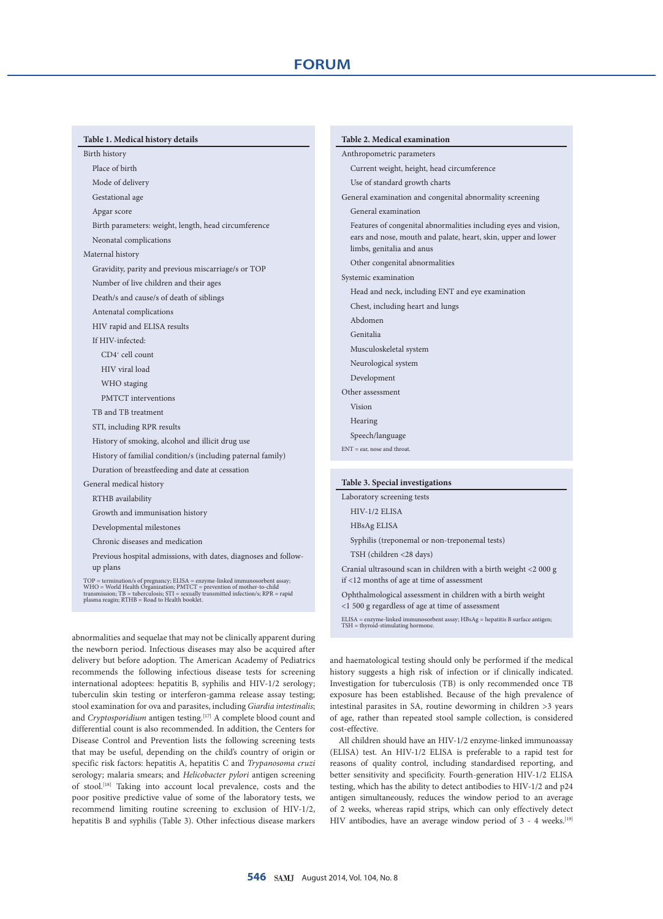**Table 1. Medical history details**

| |
|---|
| Birth history |
| Place of birth |
| Mode of delivery |
| Gestational age |
| Apgar score |
| Birth parameters: weight, length, head circumference |
| Neonatal complications |
| Maternal history |
| Gravidity, parity and previous miscarriage/s or TOP |
| Number of live children and their ages |
| Death/s and cause/s of death of siblings |
| Antenatal complications |
| HIV rapid and ELISA results |
| If HIV-infected: |
| CD4[+] cell count |
| HIV viral load |
| WHO staging |
| PMTCT interventions |
| TB and TB treatment |
| STI, including RPR results |
| History of smoking, alcohol and illicit drug use |
| History of familial condition/s (including paternal family) |
| Duration of breastfeeding and date at cessation |
| General medical history |
| RTHB availability |
| Growth and immunisation history |
| Developmental milestones |
| Chronic diseases and medication |
| Previous hospital admissions, with dates, diagnoses and follow-up plans |

TOP = termination/s of pregnancy; ELISA = enzyme-linked immunosorbent assay; WHO = World Health Organization; PMTCT = prevention of mother-to-child transmission; TB = tuberculosis; STI = sexually transmitted infection/s; RPR = rapid plasma reagin; RTHB = Road to Health booklet.

**Table 2. Medical examination**

| |
|---|
| Anthropometric parameters |
| Current weight, height, head circumference |
| Use of standard growth charts |
| General examination and congenital abnormality screening |
| General examination |
| Features of congenital abnormalities including eyes and vision, ears and nose, mouth and palate, heart, skin, upper and lower limbs, genitalia and anus |
| Other congenital abnormalities |
| Systemic examination |
| Head and neck, including ENT and eye examination |
| Chest, including heart and lungs |
| Abdomen |
| Genitalia |
| Musculoskeletal system |
| Neurological system |
| Development |
| Other assessment |
| Vision |
| Hearing |
| Speech/language |

ENT = ear, nose and throat.

**Table 3. Special investigations**

| |
|---|
| Laboratory screening tests |
| HIV-1/2 ELISA |
| HBsAg ELISA |
| Syphilis (treponemal or non-treponemal tests) |
| TSH (children <28 days) |
| Cranial ultrasound scan in children with a birth weight <2 000 g if <12 months of age at time of assessment |
| Ophthalmological assessment in children with a birth weight <1 500 g regardless of age at time of assessment |

ELISA = enzyme-linked immunosorbent assay; HBsAg = hepatitis B surface antigen; TSH = thyroid-stimulating hormone.

abnormalities and sequelae that may not be clinically apparent during the newborn period. Infectious diseases may also be acquired after delivery but before adoption. The American Academy of Pediatrics recommends the following infectious disease tests for screening international adoptees: hepatitis B, syphilis and HIV-1/2 serology; tuberculin skin testing or interferon-gamma release assay testing; stool examination for ova and parasites, including *Giardia intestinalis*; and *Cryptosporidium* antigen testing.[17] A complete blood count and differential count is also recommended. In addition, the Centers for Disease Control and Prevention lists the following screening tests that may be useful, depending on the child's country of origin or specific risk factors: hepatitis A, hepatitis C and *Trypanosoma cruzi* serology; malaria smears; and *Helicobacter pylori* antigen screening of stool.[18] Taking into account local prevalence, costs and the poor positive predictive value of some of the laboratory tests, we recommend limiting routine screening to exclusion of HIV-1/2, hepatitis B and syphilis (Table 3). Other infectious disease markers and haematological testing should only be performed if the medical history suggests a high risk of infection or if clinically indicated. Investigation for tuberculosis (TB) is only recommended once TB exposure has been established. Because of the high prevalence of intestinal parasites in SA, routine deworming in children >3 years of age, rather than repeated stool sample collection, is considered cost-effective.

All children should have an HIV-1/2 enzyme-linked immunoassay (ELISA) test. An HIV-1/2 ELISA is preferable to a rapid test for reasons of quality control, including standardised reporting, and better sensitivity and specificity. Fourth-generation HIV-1/2 ELISA testing, which has the ability to detect antibodies to HIV-1/2 and p24 antigen simultaneously, reduces the window period to an average of 2 weeks, whereas rapid strips, which can only effectively detect HIV antibodies, have an average window period of 3 - 4 weeks.[19]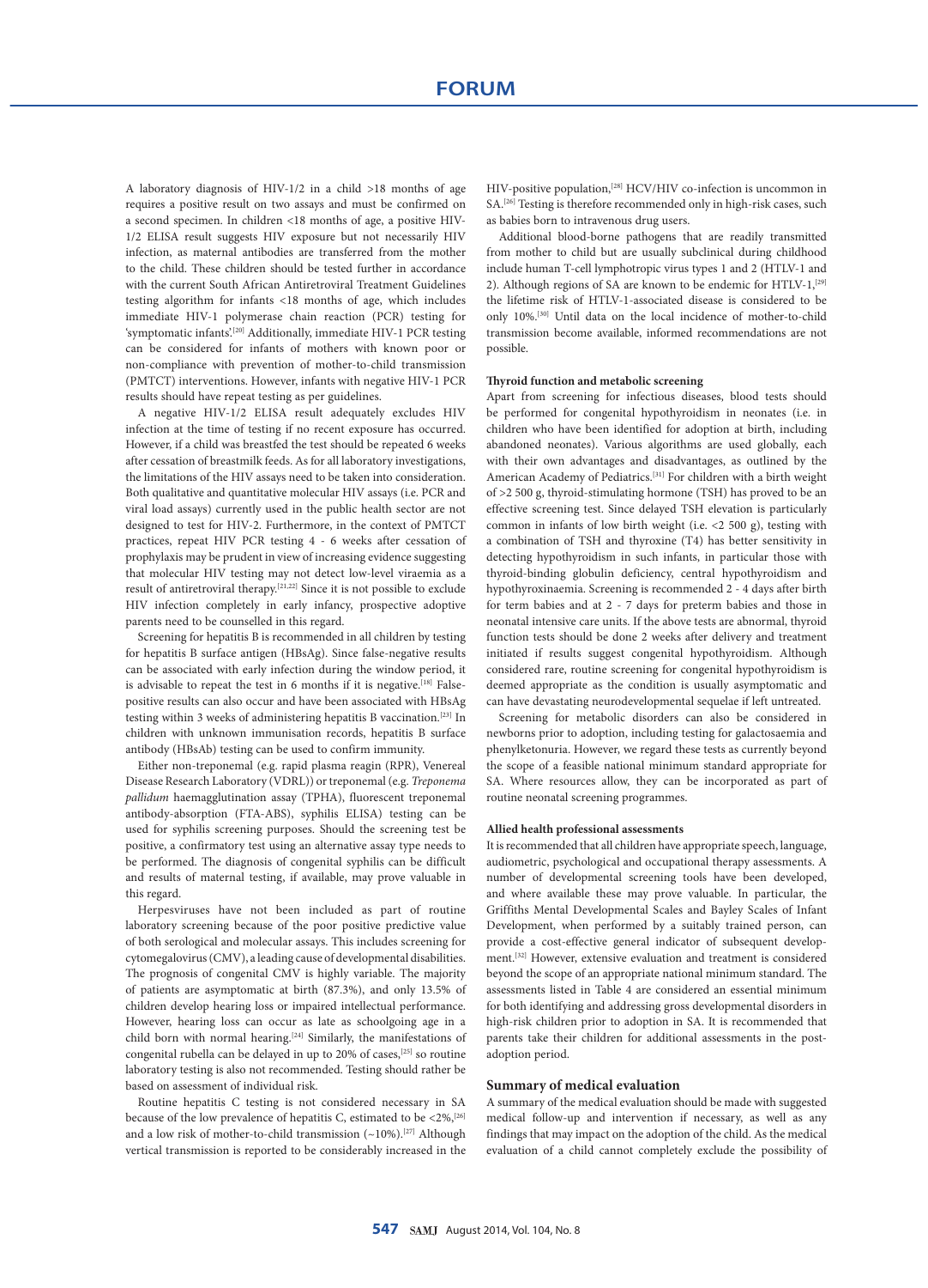A laboratory diagnosis of HIV-1/2 in a child >18 months of age requires a positive result on two assays and must be confirmed on a second specimen. In children <18 months of age, a positive HIV-1/2 ELISA result suggests HIV exposure but not necessarily HIV infection, as maternal antibodies are transferred from the mother to the child. These children should be tested further in accordance with the current South African Antiretroviral Treatment Guidelines testing algorithm for infants <18 months of age, which includes immediate HIV-1 polymerase chain reaction (PCR) testing for 'symptomatic infants'.[20] Additionally, immediate HIV-1 PCR testing can be considered for infants of mothers with known poor or non-compliance with prevention of mother-to-child transmission (PMTCT) interventions. However, infants with negative HIV-1 PCR results should have repeat testing as per guidelines.

A negative HIV-1/2 ELISA result adequately excludes HIV infection at the time of testing if no recent exposure has occurred. However, if a child was breastfed the test should be repeated 6 weeks after cessation of breastmilk feeds. As for all laboratory investigations, the limitations of the HIV assays need to be taken into consideration. Both qualitative and quantitative molecular HIV assays (i.e. PCR and viral load assays) currently used in the public health sector are not designed to test for HIV-2. Furthermore, in the context of PMTCT practices, repeat HIV PCR testing 4 - 6 weeks after cessation of prophylaxis may be prudent in view of increasing evidence suggesting that molecular HIV testing may not detect low-level viraemia as a result of antiretroviral therapy.[21,22] Since it is not possible to exclude HIV infection completely in early infancy, prospective adoptive parents need to be counselled in this regard.

Screening for hepatitis B is recommended in all children by testing for hepatitis B surface antigen (HBsAg). Since false-negative results can be associated with early infection during the window period, it is advisable to repeat the test in 6 months if it is negative.[18] False-positive results can also occur and have been associated with HBsAg testing within 3 weeks of administering hepatitis B vaccination.[23] In children with unknown immunisation records, hepatitis B surface antibody (HBsAb) testing can be used to confirm immunity.

Either non-treponemal (e.g. rapid plasma reagin (RPR), Venereal Disease Research Laboratory (VDRL)) or treponemal (e.g. *Treponema pallidum* haemagglutination assay (TPHA), fluorescent treponemal antibody-absorption (FTA-ABS), syphilis ELISA) testing can be used for syphilis screening purposes. Should the screening test be positive, a confirmatory test using an alternative assay type needs to be performed. The diagnosis of congenital syphilis can be difficult and results of maternal testing, if available, may prove valuable in this regard.

Herpesviruses have not been included as part of routine laboratory screening because of the poor positive predictive value of both serological and molecular assays. This includes screening for cytomegalovirus (CMV), a leading cause of developmental disabilities. The prognosis of congenital CMV is highly variable. The majority of patients are asymptomatic at birth (87.3%), and only 13.5% of children develop hearing loss or impaired intellectual performance. However, hearing loss can occur as late as schoolgoing age in a child born with normal hearing.[24] Similarly, the manifestations of congenital rubella can be delayed in up to 20% of cases,[25] so routine laboratory testing is also not recommended. Testing should rather be based on assessment of individual risk.

Routine hepatitis C testing is not considered necessary in SA because of the low prevalence of hepatitis C, estimated to be <2%,[26] and a low risk of mother-to-child transmission (~10%).[27] Although vertical transmission is reported to be considerably increased in the HIV-positive population,[28] HCV/HIV co-infection is uncommon in SA.[26] Testing is therefore recommended only in high-risk cases, such as babies born to intravenous drug users.

Additional blood-borne pathogens that are readily transmitted from mother to child but are usually subclinical during childhood include human T-cell lymphotropic virus types 1 and 2 (HTLV-1 and 2). Although regions of SA are known to be endemic for HTLV-1,[29] the lifetime risk of HTLV-1-associated disease is considered to be only 10%.[30] Until data on the local incidence of mother-to-child transmission become available, informed recommendations are not possible.

#### Thyroid function and metabolic screening

Apart from screening for infectious diseases, blood tests should be performed for congenital hypothyroidism in neonates (i.e. in children who have been identified for adoption at birth, including abandoned neonates). Various algorithms are used globally, each with their own advantages and disadvantages, as outlined by the American Academy of Pediatrics.[31] For children with a birth weight of >2 500 g, thyroid-stimulating hormone (TSH) has proved to be an effective screening test. Since delayed TSH elevation is particularly common in infants of low birth weight (i.e. <2 500 g), testing with a combination of TSH and thyroxine (T4) has better sensitivity in detecting hypothyroidism in such infants, in particular those with thyroid-binding globulin deficiency, central hypothyroidism and hypothyroxinaemia. Screening is recommended 2 - 4 days after birth for term babies and at 2 - 7 days for preterm babies and those in neonatal intensive care units. If the above tests are abnormal, thyroid function tests should be done 2 weeks after delivery and treatment initiated if results suggest congenital hypothyroidism. Although considered rare, routine screening for congenital hypothyroidism is deemed appropriate as the condition is usually asymptomatic and can have devastating neurodevelopmental sequelae if left untreated.

Screening for metabolic disorders can also be considered in newborns prior to adoption, including testing for galactosaemia and phenylketonuria. However, we regard these tests as currently beyond the scope of a feasible national minimum standard appropriate for SA. Where resources allow, they can be incorporated as part of routine neonatal screening programmes.

#### Allied health professional assessments

It is recommended that all children have appropriate speech, language, audiometric, psychological and occupational therapy assessments. A number of developmental screening tools have been developed, and where available these may prove valuable. In particular, the Griffiths Mental Developmental Scales and Bayley Scales of Infant Development, when performed by a suitably trained person, can provide a cost-effective general indicator of subsequent development.[32] However, extensive evaluation and treatment is considered beyond the scope of an appropriate national minimum standard. The assessments listed in Table 4 are considered an essential minimum for both identifying and addressing gross developmental disorders in high-risk children prior to adoption in SA. It is recommended that parents take their children for additional assessments in the post-adoption period.

### Summary of medical evaluation

A summary of the medical evaluation should be made with suggested medical follow-up and intervention if necessary, as well as any findings that may impact on the adoption of the child. As the medical evaluation of a child cannot completely exclude the possibility of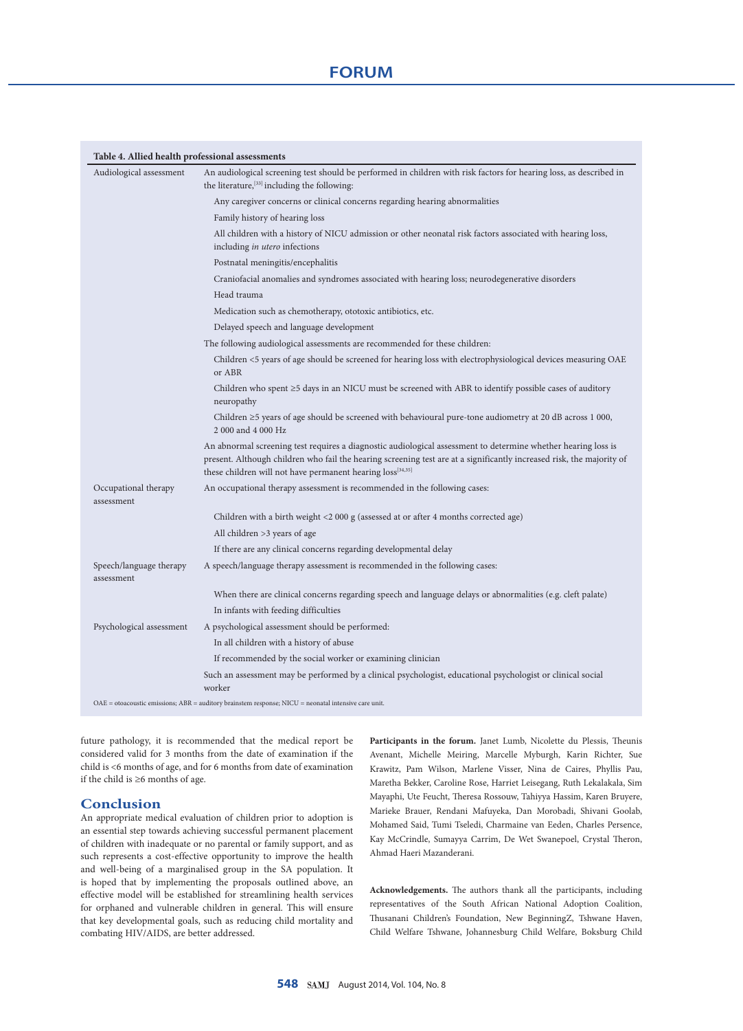**Table 4. Allied health professional assessments**

| | |
|---|---|
| Audiological assessment | An audiological screening test should be performed in children with risk factors for hearing loss, as described in the literature,[33] including the following: |
| | Any caregiver concerns or clinical concerns regarding hearing abnormalities |
| | Family history of hearing loss |
| | All children with a history of NICU admission or other neonatal risk factors associated with hearing loss, including *in utero* infections |
| | Postnatal meningitis/encephalitis |
| | Craniofacial anomalies and syndromes associated with hearing loss; neurodegenerative disorders |
| | Head trauma |
| | Medication such as chemotherapy, ototoxic antibiotics, etc. |
| | Delayed speech and language development |
| | The following audiological assessments are recommended for these children: |
| | Children <5 years of age should be screened for hearing loss with electrophysiological devices measuring OAE or ABR |
| | Children who spent ≥5 days in an NICU must be screened with ABR to identify possible cases of auditory neuropathy |
| | Children ≥5 years of age should be screened with behavioural pure-tone audiometry at 20 dB across 1 000, 2 000 and 4 000 Hz |
| | An abnormal screening test requires a diagnostic audiological assessment to determine whether hearing loss is present. Although children who fail the hearing screening test are at a significantly increased risk, the majority of these children will not have permanent hearing loss[34,35] |
| Occupational therapy assessment | An occupational therapy assessment is recommended in the following cases: |
| | Children with a birth weight <2 000 g (assessed at or after 4 months corrected age) |
| | All children >3 years of age |
| | If there are any clinical concerns regarding developmental delay |
| Speech/language therapy assessment | A speech/language therapy assessment is recommended in the following cases: |
| | When there are clinical concerns regarding speech and language delays or abnormalities (e.g. cleft palate) |
| | In infants with feeding difficulties |
| Psychological assessment | A psychological assessment should be performed: |
| | In all children with a history of abuse |
| | If recommended by the social worker or examining clinician |
| | Such an assessment may be performed by a clinical psychologist, educational psychologist or clinical social worker |

OAE = otoacoustic emissions; ABR = auditory brainstem response; NICU = neonatal intensive care unit.

future pathology, it is recommended that the medical report be considered valid for 3 months from the date of examination if the child is <6 months of age, and for 6 months from date of examination if the child is ≥6 months of age.

## Conclusion

An appropriate medical evaluation of children prior to adoption is an essential step towards achieving successful permanent placement of children with inadequate or no parental or family support, and as such represents a cost-effective opportunity to improve the health and well-being of a marginalised group in the SA population. It is hoped that by implementing the proposals outlined above, an effective model will be established for streamlining health services for orphaned and vulnerable children in general. This will ensure that key developmental goals, such as reducing child mortality and combating HIV/AIDS, are better addressed.

**Participants in the forum.** Janet Lumb, Nicolette du Plessis, Theunis Avenant, Michelle Meiring, Marcelle Myburgh, Karin Richter, Sue Krawitz, Pam Wilson, Marlene Visser, Nina de Caires, Phyllis Pau, Maretha Bekker, Caroline Rose, Harriet Leisegang, Ruth Lekalakala, Sim Mayaphi, Ute Feucht, Theresa Rossouw, Tahiyya Hassim, Karen Bruyere, Marieke Brauer, Rendani Mafuyeka, Dan Morobadi, Shivani Goolab, Mohamed Said, Tumi Tseledi, Charmaine van Eeden, Charles Persence, Kay McCrindle, Sumayya Carrim, De Wet Swanepoel, Crystal Theron, Ahmad Haeri Mazanderani.

**Acknowledgements.** The authors thank all the participants, including representatives of the South African National Adoption Coalition, Thusanani Children's Foundation, New BeginningZ, Tshwane Haven, Child Welfare Tshwane, Johannesburg Child Welfare, Boksburg Child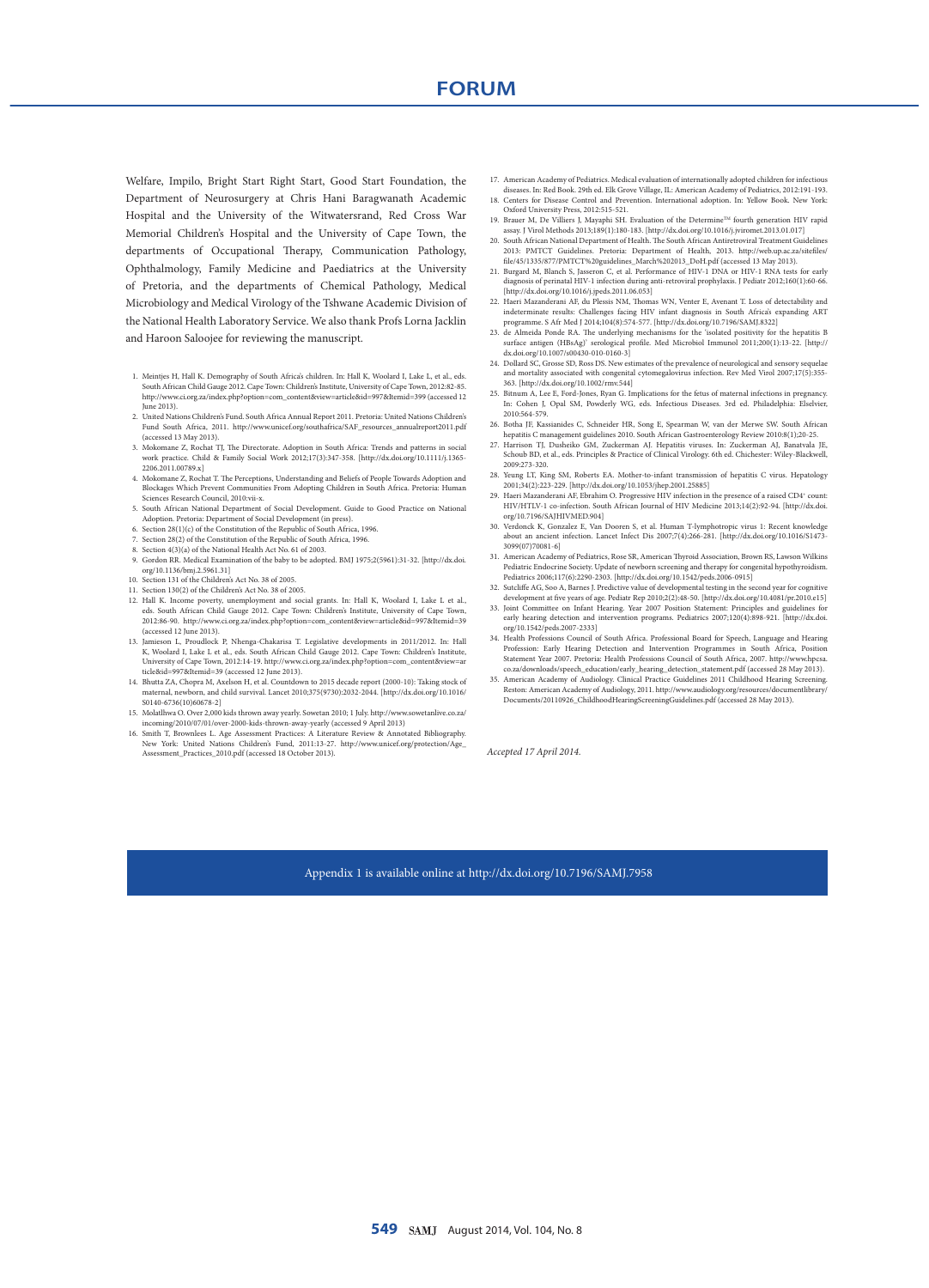Welfare, Impilo, Bright Start Right Start, Good Start Foundation, the Department of Neurosurgery at Chris Hani Baragwanath Academic Hospital and the University of the Witwatersrand, Red Cross War Memorial Children's Hospital and the University of Cape Town, the departments of Occupational Therapy, Communication Pathology, Ophthalmology, Family Medicine and Paediatrics at the University of Pretoria, and the departments of Chemical Pathology, Medical Microbiology and Medical Virology of the Tshwane Academic Division of the National Health Laboratory Service. We also thank Profs Lorna Jacklin and Haroon Saloojee for reviewing the manuscript.

1. Meintjes H, Hall K. Demography of South Africa's children. In: Hall K, Woolard I, Lake L, et al., eds. South African Child Gauge 2012. Cape Town: Children's Institute, University of Cape Town, 2012:82-85. http://www.ci.org.za/index.php?option=com_content&view=article&id=997&Itemid=399 (accessed 12 June 2013).
2. United Nations Children's Fund. South Africa Annual Report 2011. Pretoria: United Nations Children's Fund South Africa, 2011. http://www.unicef.org/southafrica/SAF_resources_annualreport2011.pdf (accessed 13 May 2013).
3. Mokomane Z, Rochat TJ, The Directorate. Adoption in South Africa: Trends and patterns in social work practice. Child & Family Social Work 2012;17(3):347-358. [http://dx.doi.org/10.1111/j.1365-2206.2011.00789.x]
4. Mokomane Z, Rochat T. The Perceptions, Understanding and Beliefs of People Towards Adoption and Blockages Which Prevent Communities From Adopting Children in South Africa. Pretoria: Human Sciences Research Council, 2010:vii-x.
5. South African National Department of Social Development. Guide to Good Practice on National Adoption. Pretoria: Department of Social Development (in press).
6. Section 28(1)(c) of the Constitution of the Republic of South Africa, 1996.
7. Section 28(2) of the Constitution of the Republic of South Africa, 1996.
8. Section 4(3)(a) of the National Health Act No. 61 of 2003.
9. Gordon RR. Medical Examination of the baby to be adopted. BMJ 1975;2(5961):31-32. [http://dx.doi.org/10.1136/bmj.2.5961.31]
10. Section 131 of the Children's Act No. 38 of 2005.
11. Section 130(2) of the Children's Act No. 38 of 2005.
12. Hall K. Income poverty, unemployment and social grants. In: Hall K, Woolard I, Lake L et al., eds. South African Child Gauge 2012. Cape Town: Children's Institute, University of Cape Town, 2012:86-90. http://www.ci.org.za/index.php?option=com_content&view=article&id=997&Itemid=39 (accessed 12 June 2013).
13. Jamieson L, Proudlock P, Nhenga-Chakarisa T. Legislative developments in 2011/2012. In: Hall K, Woolard I, Lake L et al., eds. South African Child Gauge 2012. Cape Town: Children's Institute, University of Cape Town, 2012:14-19. http://www.ci.org.za/index.php?option=com_content&view=article&id=997&Itemid=39 (accessed 12 June 2013).
14. Bhutta ZA, Chopra M, Axelson H, et al. Countdown to 2015 decade report (2000-10): Taking stock of maternal, newborn, and child survival. Lancet 2010;375(9730):2032-2044. [http://dx.doi.org/10.1016/S0140-6736(10)60678-2]
15. Molatlhwa O. Over 2,000 kids thrown away yearly. Sowetan 2010; 1 July. http://www.sowetanlive.co.za/incoming/2010/07/01/over-2000-kids-thrown-away-yearly (accessed 9 April 2013)
16. Smith T, Brownlees L. Age Assessment Practices: A Literature Review & Annotated Bibliography. New York: United Nations Children's Fund, 2011:13-27. http://www.unicef.org/protection/Age_Assessment_Practices_2010.pdf (accessed 18 October 2013).
17. American Academy of Pediatrics. Medical evaluation of internationally adopted children for infectious diseases. In: Red Book. 29th ed. Elk Grove Village, IL: American Academy of Pediatrics, 2012:191-193.
18. Centers for Disease Control and Prevention. International adoption. In: Yellow Book. New York: Oxford University Press, 2012:515-521.
19. Brauer M, De Villiers J, Mayaphi SH. Evaluation of the Determine™ fourth generation HIV rapid assay. J Virol Methods 2013;189(1):180-183. [http://dx.doi.org/10.1016/j.jviromet.2013.01.017]
20. South African National Department of Health. The South African Antiretroviral Treatment Guidelines 2013: PMTCT Guidelines. Pretoria: Department of Health, 2013. http://web.up.ac.za/sitefiles/file/45/1335/877/PMTCT%20guidelines_March%202013_DoH.pdf (accessed 13 May 2013).
21. Burgard M, Blanch S, Jasseron C, et al. Performance of HIV-1 DNA or HIV-1 RNA tests for early diagnosis of perinatal HIV-1 infection during anti-retroviral prophylaxis. J Pediatr 2012;160(1):60-66. [http://dx.doi.org/10.1016/j.jpeds.2011.06.053]
22. Haeri Mazanderani AF, du Plessis NM, Thomas WN, Venter E, Avenant T. Loss of detectability and indeterminate results: Challenges facing HIV infant diagnosis in South Africa's expanding ART programme. S Afr Med J 2014;104(8):574-577. [http://dx.doi.org/10.7196/SAMJ.8322]
23. de Almeida Ponde RA. The underlying mechanisms for the 'isolated positivity for the hepatitis B surface antigen (HBsAg)' serological profile. Med Microbiol Immunol 2011;200(1):13-22. [http://dx.doi.org/10.1007/s00430-010-0160-3]
24. Dollard SC, Grosse SD, Ross DS. New estimates of the prevalence of neurological and sensory sequelae and mortality associated with congenital cytomegalovirus infection. Rev Med Virol 2007;17(5):355-363. [http://dx.doi.org/10.1002/rmv.544]
25. Bitnum A, Lee E, Ford-Jones, Ryan G. Implications for the fetus of maternal infections in pregnancy. In: Cohen J, Opal SM, Powderly WG, eds. Infectious Diseases. 3rd ed. Philadelphia: Elsevier, 2010:564-579.
26. Botha JF, Kassianides C, Schneider HR, Song E, Spearman W, van der Merwe SW. South African hepatitis C management guidelines 2010. South African Gastroenterology Review 2010:8(1);20-25.
27. Harrison TJ, Dusheiko GM, Zuckerman AJ. Hepatitis viruses. In: Zuckerman AJ, Banatvala JE, Schoub BD, et al., eds. Principles & Practice of Clinical Virology. 6th ed. Chichester: Wiley-Blackwell, 2009:273-320.
28. Yeung LT, King SM, Roberts EA. Mother-to-infant transmission of hepatitis C virus. Hepatology 2001;34(2):223-229. [http://dx.doi.org/10.1053/jhep.2001.25885]
29. Haeri Mazanderani AF, Ebrahim O. Progressive HIV infection in the presence of a raised CD4+ count: HIV/HTLV-1 co-infection. South African Journal of HIV Medicine 2013;14(2):92-94. [http://dx.doi.org/10.7196/SAJHIVMED.904]
30. Verdonck K, Gonzalez E, Van Dooren S, et al. Human T-lymphotropic virus 1: Recent knowledge about an ancient infection. Lancet Infect Dis 2007;7(4):266-281. [http://dx.doi.org/10.1016/S1473-3099(07)70081-6]
31. American Academy of Pediatrics, Rose SR, American Thyroid Association, Brown RS, Lawson Wilkins Pediatric Endocrine Society. Update of newborn screening and therapy for congenital hypothyroidism. Pediatrics 2006;117(6):2290-2303. [http://dx.doi.org/10.1542/peds.2006-0915]
32. Sutcliffe AG, Soo A, Barnes J. Predictive value of developmental testing in the second year for cognitive development at five years of age. Pediatr Rep 2010;2(2):48-50. [http://dx.doi.org/10.4081/pr.2010.e15]
33. Joint Committee on Infant Hearing. Year 2007 Position Statement: Principles and guidelines for early hearing detection and intervention programs. Pediatrics 2007;120(4):898-921. [http://dx.doi.org/10.1542/peds.2007-2333]
34. Health Professions Council of South Africa. Professional Board for Speech, Language and Hearing Profession: Early Hearing Detection and Intervention Programmes in South Africa, Position Statement Year 2007. Pretoria: Health Professions Council of South Africa, 2007. http://www.hpcsa.co.za/downloads/speech_education/early_hearing_detection_statement.pdf (accessed 28 May 2013).
35. American Academy of Audiology. Clinical Practice Guidelines 2011 Childhood Hearing Screening. Reston: American Academy of Audiology, 2011. http://www.audiology.org/resources/documentlibrary/Documents/20110926_ChildhoodHearingScreeningGuidelines.pdf (accessed 28 May 2013).

*Accepted 17 April 2014.*

Appendix 1 is available online at http://dx.doi.org/10.7196/SAMJ.7958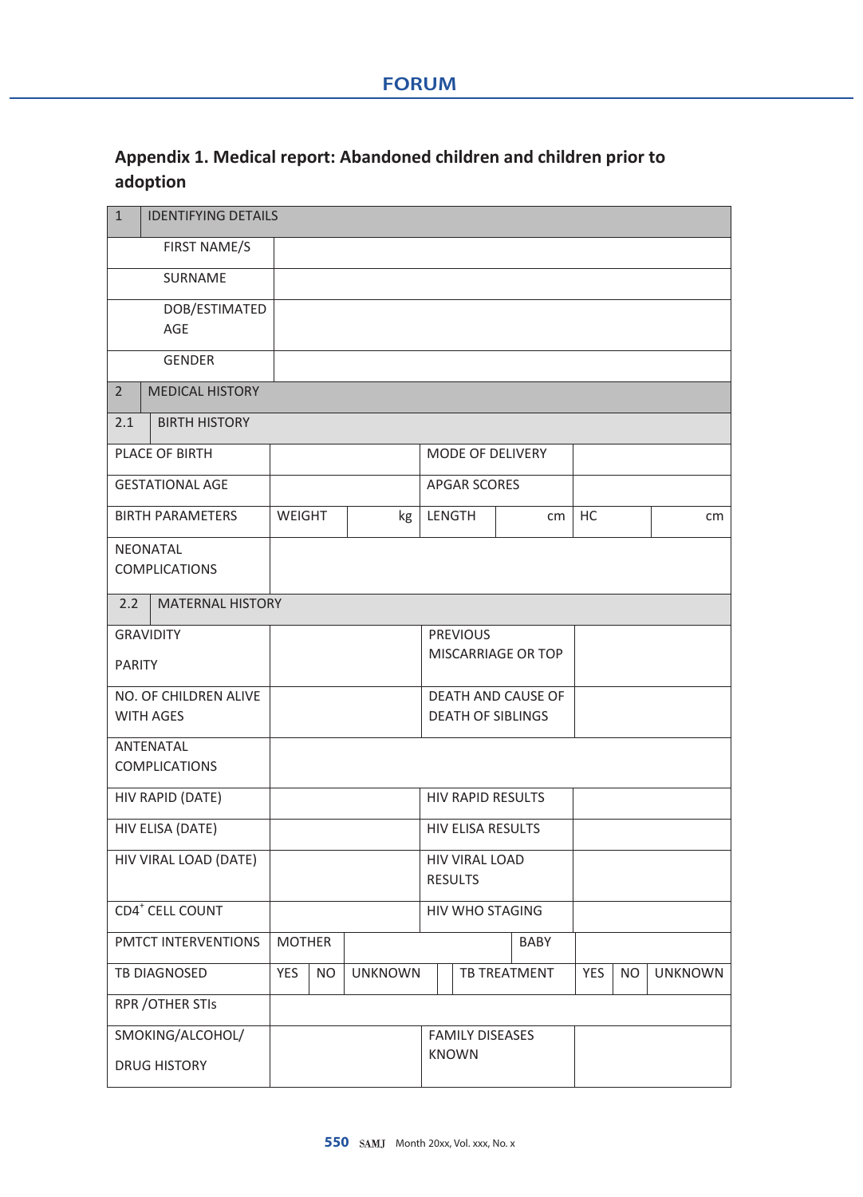## Appendix 1. Medical report: Abandoned children and children prior to adoption

| 1 | IDENTIFYING DETAILS | | | | | | | |
|---|---|---|---|---|---|---|---|---|
| | FIRST NAME/S | | | | | | | |
| | SURNAME | | | | | | | |
| | DOB/ESTIMATED AGE | | | | | | | |
| | GENDER | | | | | | | |
| 2 | MEDICAL HISTORY | | | | | | | |
| 2.1 | BIRTH HISTORY | | | | | | | |
| PLACE OF BIRTH | | | | MODE OF DELIVERY | | | | |
| GESTATIONAL AGE | | | | APGAR SCORES | | | | |
| BIRTH PARAMETERS | | WEIGHT | kg | LENGTH | cm | HC | | cm |
| NEONATAL COMPLICATIONS | | | | | | | | |
| 2.2 | MATERNAL HISTORY | | | | | | | |
| GRAVIDITY<br><br>PARITY | | | | PREVIOUS MISCARRIAGE OR TOP | | | | |
| NO. OF CHILDREN ALIVE WITH AGES | | | | DEATH AND CAUSE OF DEATH OF SIBLINGS | | | | |
| ANTENATAL COMPLICATIONS | | | | | | | | |
| HIV RAPID (DATE) | | | | HIV RAPID RESULTS | | | | |
| HIV ELISA (DATE) | | | | HIV ELISA RESULTS | | | | |
| HIV VIRAL LOAD (DATE) | | | | HIV VIRAL LOAD RESULTS | | | | |
| CD4$^{+}$ CELL COUNT | | | | HIV WHO STAGING | | | | |
| PMTCT INTERVENTIONS | | MOTHER | | | BABY | | | |
| TB DIAGNOSED | | YES | NO | UNKNOWN | TB TREATMENT | YES | NO | UNKNOWN |
| RPR /OTHER STIs | | | | | | | | |
| SMOKING/ALCOHOL/<br><br>DRUG HISTORY | | | | FAMILY DISEASES KNOWN | | | | |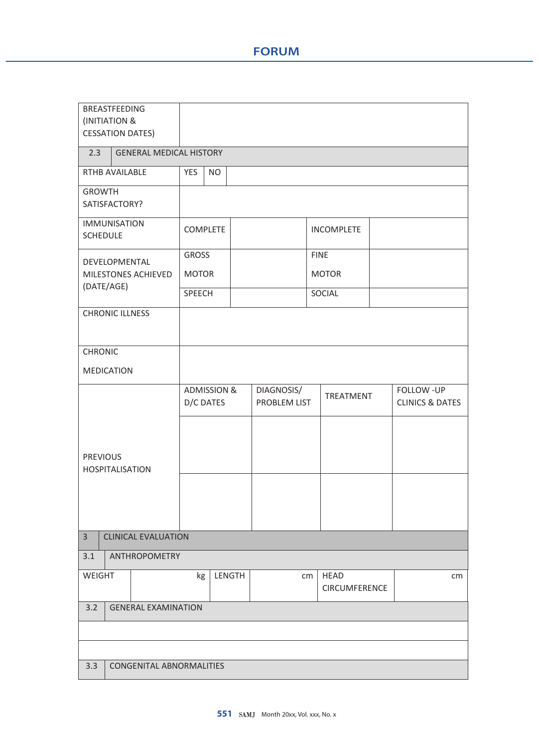| BREASTFEEDING (INITIATION & CESSATION DATES) | | | | | |
|---|---|---|---|---|---|
| 2.3 GENERAL MEDICAL HISTORY | | | | | |
| RTHB AVAILABLE | YES | NO | | | |
| GROWTH SATISFACTORY? | | | | | |
| IMMUNISATION SCHEDULE | COMPLETE | | INCOMPLETE | | |
| DEVELOPMENTAL MILESTONES ACHIEVED (DATE/AGE) | GROSS MOTOR | | FINE MOTOR | | |
| | SPEECH | | SOCIAL | | |
| CHRONIC ILLNESS | | | | | |
| CHRONIC MEDICATION | | | | | |
| PREVIOUS HOSPITALISATION | ADMISSION & D/C DATES | DIAGNOSIS/ PROBLEM LIST | TREATMENT | FOLLOW -UP CLINICS & DATES | |
| | | | | | |
| | | | | | |

| 3 CLINICAL EVALUATION | | | | | |
|---|---|---|---|---|---|
| 3.1 ANTHROPOMETRY | | | | | |
| WEIGHT | kg | LENGTH | cm | HEAD CIRCUMFERENCE | cm |
| 3.2 GENERAL EXAMINATION | | | | | |
| | | | | | |
| | | | | | |
| 3.3 CONGENITAL ABNORMALITIES | | | | | |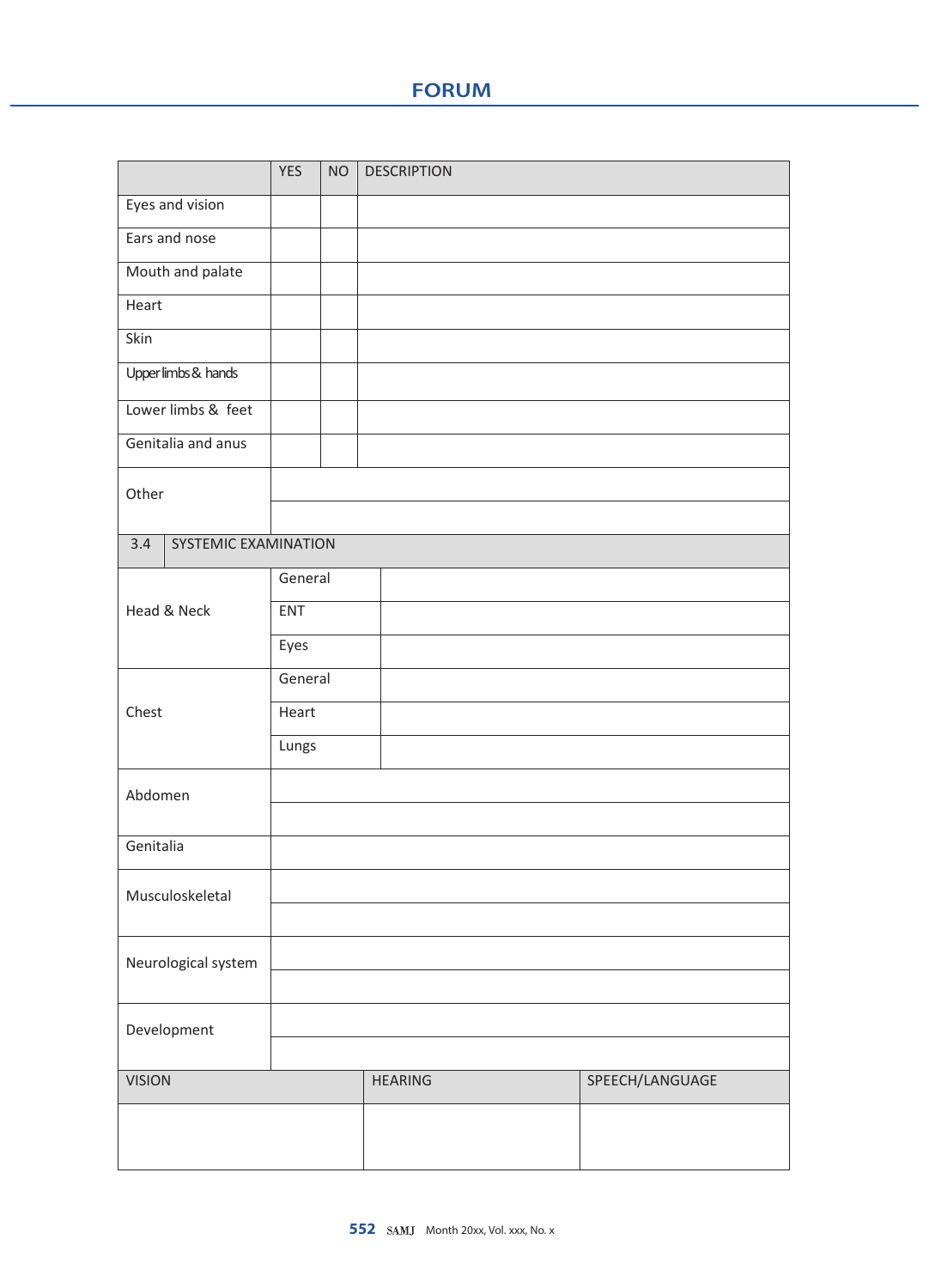| | YES | NO | DESCRIPTION |
|---|---|---|---|
| Eyes and vision | | | |
| Ears and nose | | | |
| Mouth and palate | | | |
| Heart | | | |
| Skin | | | |
| Upper limbs & hands | | | |
| Lower limbs & feet | | | |
| Genitalia and anus | | | |
| Other | | | |
| | | | |

| 3.4 SYSTEMIC EXAMINATION | | |
|---|---|---|
| Head & Neck | General | |
| | ENT | |
| | Eyes | |
| Chest | General | |
| | Heart | |
| | Lungs | |
| Abdomen | | |
| | | |
| Genitalia | | |
| Musculoskeletal | | |
| | | |
| Neurological system | | |
| | | |
| Development | | |
| | | |

| VISION | HEARING | SPEECH/LANGUAGE |
|---|---|---|
| | | |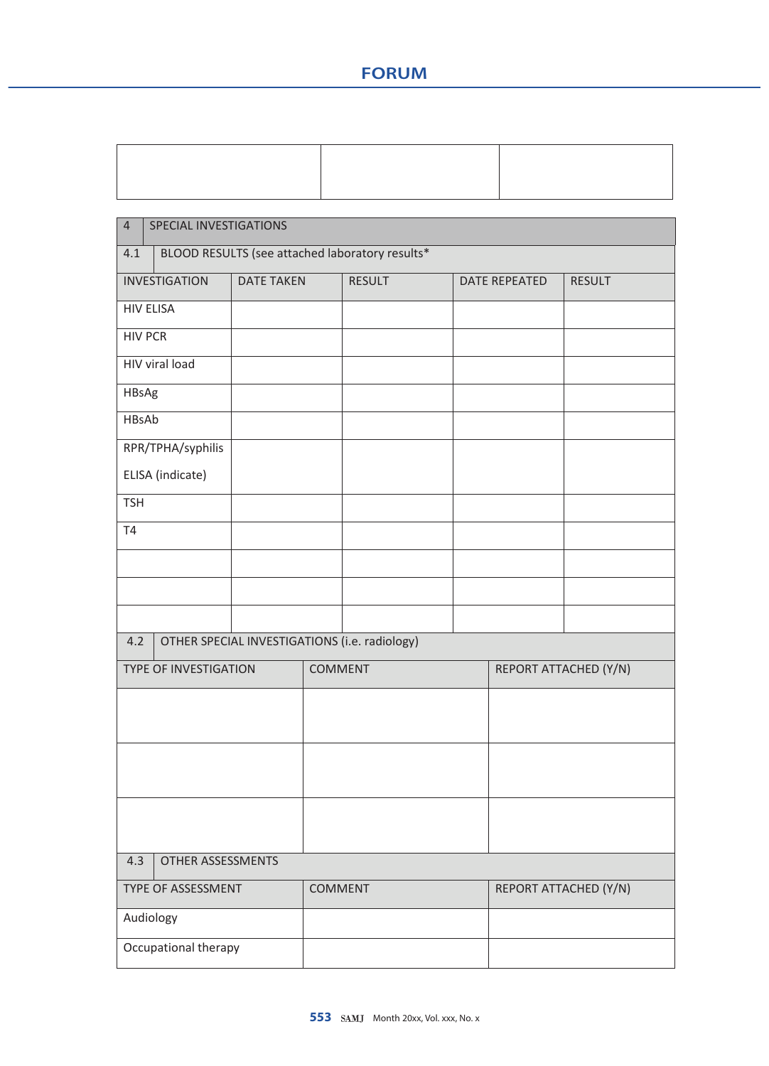| | | |
|---|---|---|
| | | |

| 4 | SPECIAL INVESTIGATIONS | | | |
|---|---|---|---|---|
| 4.1 | BLOOD RESULTS (see attached laboratory results* | | | |
| INVESTIGATION | DATE TAKEN | RESULT | DATE REPEATED | RESULT |
| HIV ELISA | | | | |
| HIV PCR | | | | |
| HIV viral load | | | | |
| HBsAg | | | | |
| HBsAb | | | | |
| RPR/TPHA/syphilis ELISA (indicate) | | | | |
| TSH | | | | |
| T4 | | | | |
| | | | | |
| | | | | |
| | | | | |

| 4.2 | OTHER SPECIAL INVESTIGATIONS (i.e. radiology) | |
|---|---|---|
| TYPE OF INVESTIGATION | COMMENT | REPORT ATTACHED (Y/N) |
| | | |
| | | |
| | | |

| 4.3 | OTHER ASSESSMENTS | |
|---|---|---|
| TYPE OF ASSESSMENT | COMMENT | REPORT ATTACHED (Y/N) |
| Audiology | | |
| Occupational therapy | | |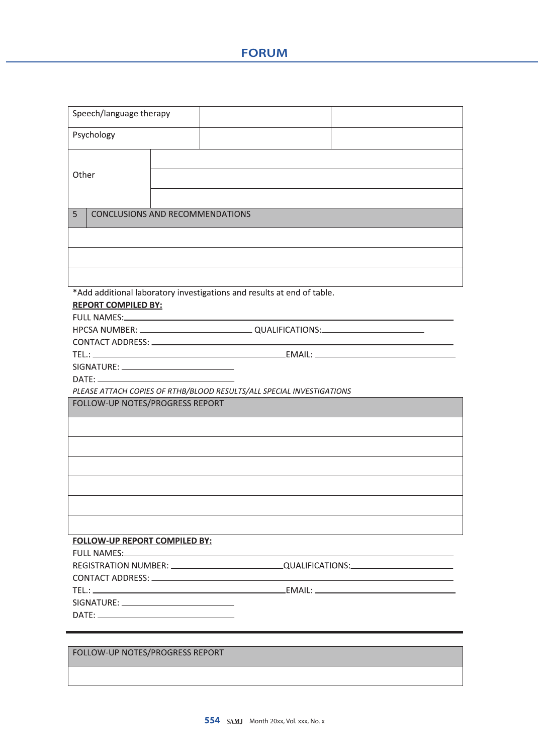| | | |
|---|---|---|
| Speech/language therapy | | |
| Psychology | | |
| Other | | |
| | | |
| | | |

| 5 | CONCLUSIONS AND RECOMMENDATIONS |
|---|---|
| | |
| | |
| | |

*Add additional laboratory investigations and results at end of table.

**REPORT COMPILED BY:**

FULL NAMES:\_\_\_\_\_\_\_\_\_\_\_\_\_\_\_\_\_\_\_\_\_\_\_\_\_\_\_\_\_\_\_\_\_\_\_\_\_\_\_\_\_\_\_\_\_\_\_\_

HPCSA NUMBER: \_\_\_\_\_\_\_\_\_\_\_\_\_\_\_\_\_\_\_\_\_\_\_\_ QUALIFICATIONS:\_\_\_\_\_\_\_\_\_\_\_\_\_\_\_\_\_\_\_\_\_\_

CONTACT ADDRESS: \_\_\_\_\_\_\_\_\_\_\_\_\_\_\_\_\_\_\_\_\_\_\_\_\_\_\_\_\_\_\_\_\_\_\_\_\_\_\_\_\_\_\_\_\_\_

TEL.: \_\_\_\_\_\_\_\_\_\_\_\_\_\_\_\_\_\_\_\_\_\_\_\_\_\_\_\_\_\_\_\_\_\_\_\_\_\_EMAIL: \_\_\_\_\_\_\_\_\_\_\_\_\_\_\_\_\_\_\_\_\_\_\_\_\_\_\_\_

SIGNATURE: \_\_\_\_\_\_\_\_\_\_\_\_\_\_\_\_\_\_\_\_\_\_\_\_

DATE: \_\_\_\_\_\_\_\_\_\_\_\_\_\_\_\_\_\_\_\_\_\_\_\_\_\_\_\_\_

*PLEASE ATTACH COPIES OF RTHB/BLOOD RESULTS/ALL SPECIAL INVESTIGATIONS*

| FOLLOW-UP NOTES/PROGRESS REPORT |
|---|
| |
| |
| |
| |
| |
| |

**FOLLOW-UP REPORT COMPILED BY:**

FULL NAMES:\_\_\_\_\_\_\_\_\_\_\_\_\_\_\_\_\_\_\_\_\_\_\_\_\_\_\_\_\_\_\_\_\_\_\_\_\_\_\_\_\_\_\_\_\_\_\_\_

REGISTRATION NUMBER: \_\_\_\_\_\_\_\_\_\_\_\_\_\_\_\_\_\_\_\_\_\_\_\_QUALIFICATIONS:\_\_\_\_\_\_\_\_\_\_\_\_\_\_\_\_\_\_\_\_\_\_

CONTACT ADDRESS: \_\_\_\_\_\_\_\_\_\_\_\_\_\_\_\_\_\_\_\_\_\_\_\_\_\_\_\_\_\_\_\_\_\_\_\_\_\_\_\_\_\_\_\_\_\_

TEL.: \_\_\_\_\_\_\_\_\_\_\_\_\_\_\_\_\_\_\_\_\_\_\_\_\_\_\_\_\_\_\_\_\_\_\_\_\_\_EMAIL: \_\_\_\_\_\_\_\_\_\_\_\_\_\_\_\_\_\_\_\_\_\_\_\_\_\_\_\_

SIGNATURE: \_\_\_\_\_\_\_\_\_\_\_\_\_\_\_\_\_\_\_\_\_\_\_\_

DATE: \_\_\_\_\_\_\_\_\_\_\_\_\_\_\_\_\_\_\_\_\_\_\_\_\_\_\_\_\_

---

| FOLLOW-UP NOTES/PROGRESS REPORT |
|---|
| |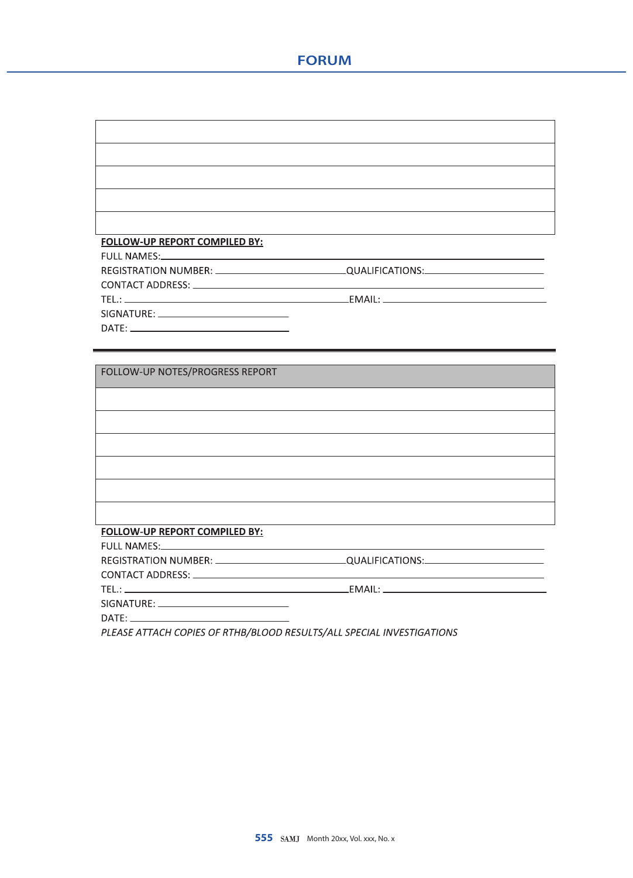| |
|---|
| |
| |
| |
| |
| |

**FOLLOW-UP REPORT COMPILED BY:**

FULL NAMES: ______________________________

REGISTRATION NUMBER: ______________________ QUALIFICATIONS: ______________________

CONTACT ADDRESS: ______________________________

TEL.: ______________________ EMAIL: ______________________

SIGNATURE: ______________________

DATE: ______________________

---

| FOLLOW-UP NOTES/PROGRESS REPORT |
|---|
| |
| |
| |
| |
| |
| |

**FOLLOW-UP REPORT COMPILED BY:**

FULL NAMES: ______________________________

REGISTRATION NUMBER: ______________________ QUALIFICATIONS: ______________________

CONTACT ADDRESS: ______________________________

TEL.: ______________________ EMAIL: ______________________

SIGNATURE: ______________________

DATE: ______________________

*PLEASE ATTACH COPIES OF RTHB/BLOOD RESULTS/ALL SPECIAL INVESTIGATIONS*